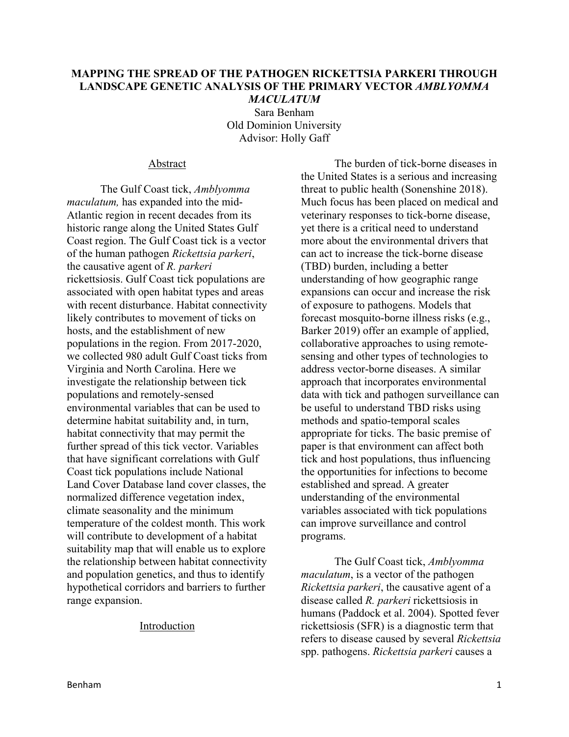# MAPPING THE SPREAD OF THE PATHOGEN RICKETTSIA PARKERI THROUGH LANDSCAPE GENETIC ANALYSIS OF THE PRIMARY VECTOR *AMBLYOMMA MACULATUM*

Sara Benham
Old Dominion University
Advisor: Holly Gaff

## Abstract

The Gulf Coast tick, *Amblyomma maculatum,* has expanded into the mid-Atlantic region in recent decades from its historic range along the United States Gulf Coast region. The Gulf Coast tick is a vector of the human pathogen *Rickettsia parkeri*, the causative agent of *R. parkeri* rickettsiosis. Gulf Coast tick populations are associated with open habitat types and areas with recent disturbance. Habitat connectivity likely contributes to movement of ticks on hosts, and the establishment of new populations in the region. From 2017-2020, we collected 980 adult Gulf Coast ticks from Virginia and North Carolina. Here we investigate the relationship between tick populations and remotely-sensed environmental variables that can be used to determine habitat suitability and, in turn, habitat connectivity that may permit the further spread of this tick vector. Variables that have significant correlations with Gulf Coast tick populations include National Land Cover Database land cover classes, the normalized difference vegetation index, climate seasonality and the minimum temperature of the coldest month. This work will contribute to development of a habitat suitability map that will enable us to explore the relationship between habitat connectivity and population genetics, and thus to identify hypothetical corridors and barriers to further range expansion.

## Introduction

The burden of tick-borne diseases in the United States is a serious and increasing threat to public health (Sonenshine 2018). Much focus has been placed on medical and veterinary responses to tick-borne disease, yet there is a critical need to understand more about the environmental drivers that can act to increase the tick-borne disease (TBD) burden, including a better understanding of how geographic range expansions can occur and increase the risk of exposure to pathogens. Models that forecast mosquito-borne illness risks (e.g., Barker 2019) offer an example of applied, collaborative approaches to using remote-sensing and other types of technologies to address vector-borne diseases. A similar approach that incorporates environmental data with tick and pathogen surveillance can be useful to understand TBD risks using methods and spatio-temporal scales appropriate for ticks. The basic premise of paper is that environment can affect both tick and host populations, thus influencing the opportunities for infections to become established and spread. A greater understanding of the environmental variables associated with tick populations can improve surveillance and control programs.

The Gulf Coast tick, *Amblyomma maculatum*, is a vector of the pathogen *Rickettsia parkeri*, the causative agent of a disease called *R. parkeri* rickettsiosis in humans (Paddock et al. 2004). Spotted fever rickettsiosis (SFR) is a diagnostic term that refers to disease caused by several *Rickettsia* spp. pathogens. *Rickettsia parkeri* causes a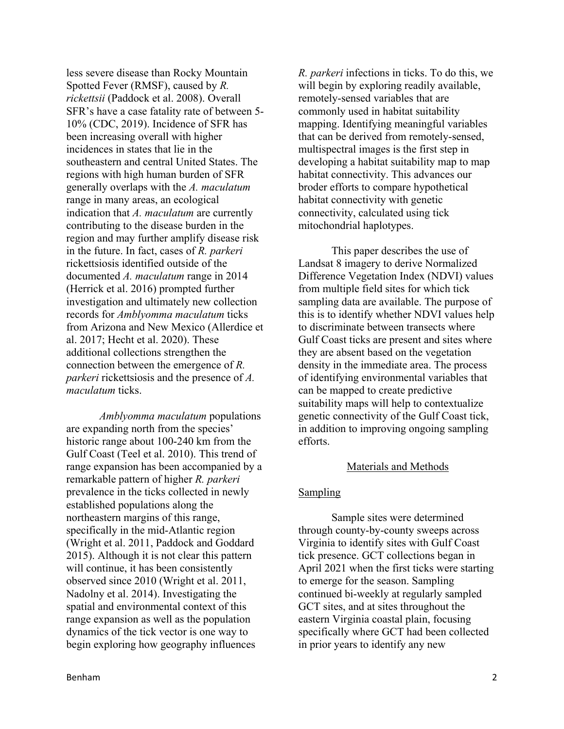less severe disease than Rocky Mountain Spotted Fever (RMSF), caused by *R. rickettsii* (Paddock et al. 2008). Overall SFR's have a case fatality rate of between 5-10% (CDC, 2019). Incidence of SFR has been increasing overall with higher incidences in states that lie in the southeastern and central United States. The regions with high human burden of SFR generally overlaps with the *A. maculatum* range in many areas, an ecological indication that *A. maculatum* are currently contributing to the disease burden in the region and may further amplify disease risk in the future. In fact, cases of *R. parkeri* rickettsiosis identified outside of the documented *A. maculatum* range in 2014 (Herrick et al. 2016) prompted further investigation and ultimately new collection records for *Amblyomma maculatum* ticks from Arizona and New Mexico (Allerdice et al. 2017; Hecht et al. 2020). These additional collections strengthen the connection between the emergence of *R. parkeri* rickettsiosis and the presence of *A. maculatum* ticks.

*Amblyomma maculatum* populations are expanding north from the species' historic range about 100-240 km from the Gulf Coast (Teel et al. 2010). This trend of range expansion has been accompanied by a remarkable pattern of higher *R. parkeri* prevalence in the ticks collected in newly established populations along the northeastern margins of this range, specifically in the mid-Atlantic region (Wright et al. 2011, Paddock and Goddard 2015). Although it is not clear this pattern will continue, it has been consistently observed since 2010 (Wright et al. 2011, Nadolny et al. 2014). Investigating the spatial and environmental context of this range expansion as well as the population dynamics of the tick vector is one way to begin exploring how geography influences *R. parkeri* infections in ticks. To do this, we will begin by exploring readily available, remotely-sensed variables that are commonly used in habitat suitability mapping. Identifying meaningful variables that can be derived from remotely-sensed, multispectral images is the first step in developing a habitat suitability map to map habitat connectivity. This advances our broder efforts to compare hypothetical habitat connectivity with genetic connectivity, calculated using tick mitochondrial haplotypes.

This paper describes the use of Landsat 8 imagery to derive Normalized Difference Vegetation Index (NDVI) values from multiple field sites for which tick sampling data are available. The purpose of this is to identify whether NDVI values help to discriminate between transects where Gulf Coast ticks are present and sites where they are absent based on the vegetation density in the immediate area. The process of identifying environmental variables that can be mapped to create predictive suitability maps will help to contextualize genetic connectivity of the Gulf Coast tick, in addition to improving ongoing sampling efforts.

## Materials and Methods

### Sampling

Sample sites were determined through county-by-county sweeps across Virginia to identify sites with Gulf Coast tick presence. GCT collections began in April 2021 when the first ticks were starting to emerge for the season. Sampling continued bi-weekly at regularly sampled GCT sites, and at sites throughout the eastern Virginia coastal plain, focusing specifically where GCT had been collected in prior years to identify any new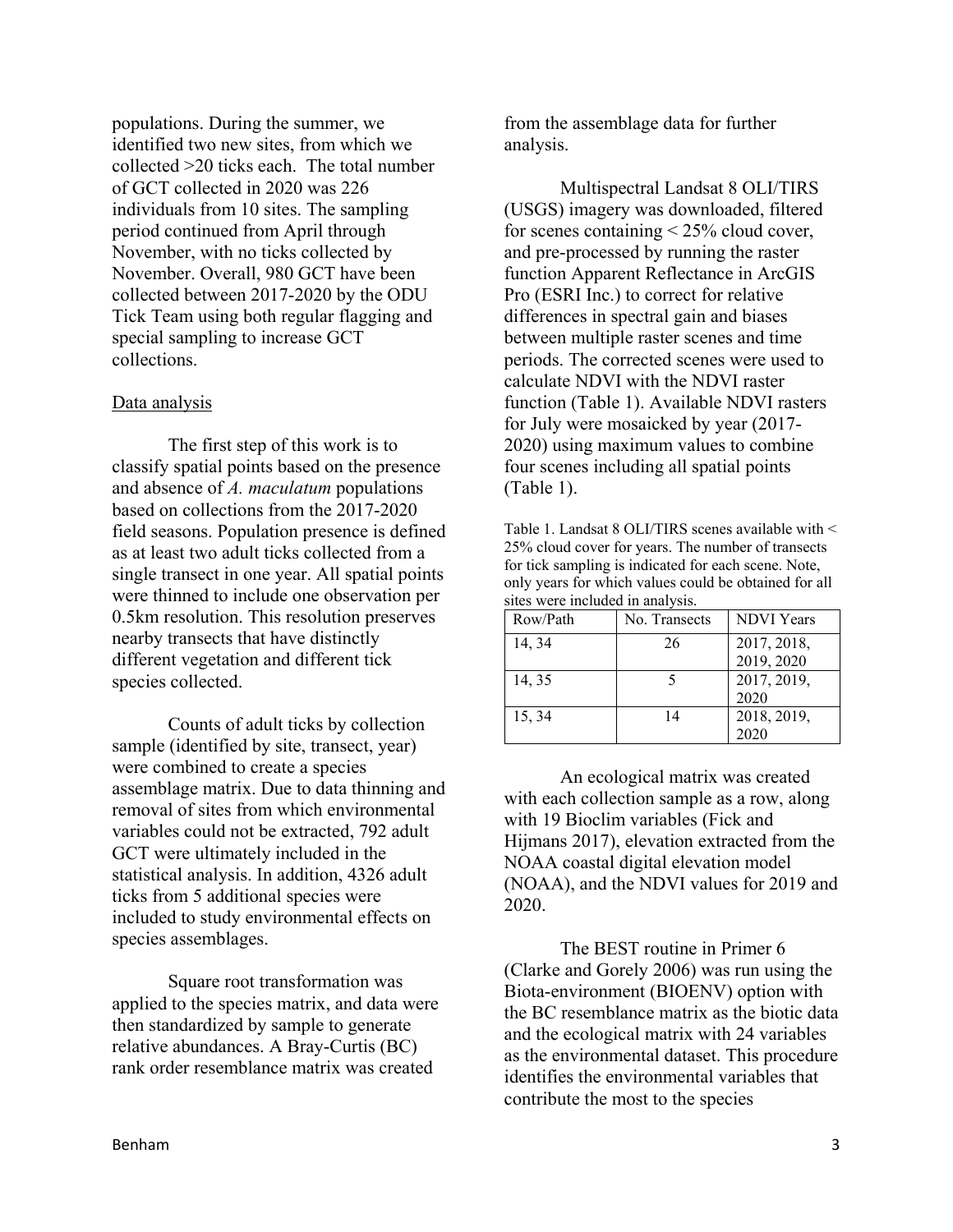populations. During the summer, we identified two new sites, from which we collected >20 ticks each. The total number of GCT collected in 2020 was 226 individuals from 10 sites. The sampling period continued from April through November, with no ticks collected by November. Overall, 980 GCT have been collected between 2017-2020 by the ODU Tick Team using both regular flagging and special sampling to increase GCT collections.

Data analysis

The first step of this work is to classify spatial points based on the presence and absence of *A. maculatum* populations based on collections from the 2017-2020 field seasons. Population presence is defined as at least two adult ticks collected from a single transect in one year. All spatial points were thinned to include one observation per 0.5km resolution. This resolution preserves nearby transects that have distinctly different vegetation and different tick species collected.

Counts of adult ticks by collection sample (identified by site, transect, year) were combined to create a species assemblage matrix. Due to data thinning and removal of sites from which environmental variables could not be extracted, 792 adult GCT were ultimately included in the statistical analysis. In addition, 4326 adult ticks from 5 additional species were included to study environmental effects on species assemblages.

Square root transformation was applied to the species matrix, and data were then standardized by sample to generate relative abundances. A Bray-Curtis (BC) rank order resemblance matrix was created from the assemblage data for further analysis.

Multispectral Landsat 8 OLI/TIRS (USGS) imagery was downloaded, filtered for scenes containing < 25% cloud cover, and pre-processed by running the raster function Apparent Reflectance in ArcGIS Pro (ESRI Inc.) to correct for relative differences in spectral gain and biases between multiple raster scenes and time periods. The corrected scenes were used to calculate NDVI with the NDVI raster function (Table 1). Available NDVI rasters for July were mosaicked by year (2017-2020) using maximum values to combine four scenes including all spatial points (Table 1).

Table 1. Landsat 8 OLI/TIRS scenes available with < 25% cloud cover for years. The number of transects for tick sampling is indicated for each scene. Note, only years for which values could be obtained for all sites were included in analysis.

| Row/Path | No. Transects | NDVI Years |
|---|---|---|
| 14, 34 | 26 | 2017, 2018, 2019, 2020 |
| 14, 35 | 5 | 2017, 2019, 2020 |
| 15, 34 | 14 | 2018, 2019, 2020 |

An ecological matrix was created with each collection sample as a row, along with 19 Bioclim variables (Fick and Hijmans 2017), elevation extracted from the NOAA coastal digital elevation model (NOAA), and the NDVI values for 2019 and 2020.

The BEST routine in Primer 6 (Clarke and Gorely 2006) was run using the Biota-environment (BIOENV) option with the BC resemblance matrix as the biotic data and the ecological matrix with 24 variables as the environmental dataset. This procedure identifies the environmental variables that contribute the most to the species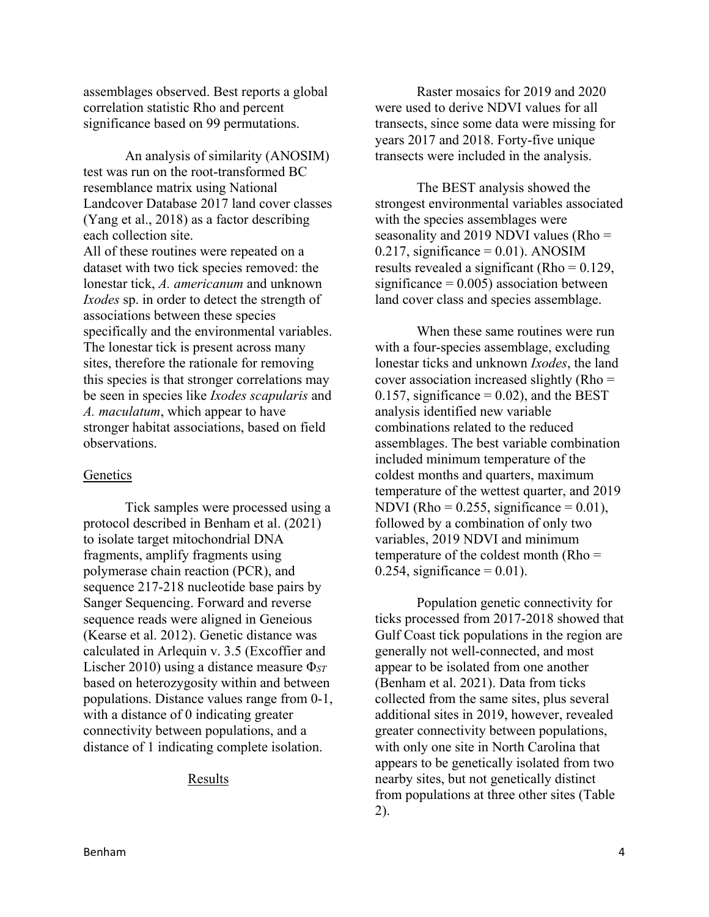assemblages observed. Best reports a global correlation statistic Rho and percent significance based on 99 permutations.

An analysis of similarity (ANOSIM) test was run on the root-transformed BC resemblance matrix using National Landcover Database 2017 land cover classes (Yang et al., 2018) as a factor describing each collection site.
All of these routines were repeated on a dataset with two tick species removed: the lonestar tick, *A. americanum* and unknown *Ixodes* sp. in order to detect the strength of associations between these species specifically and the environmental variables. The lonestar tick is present across many sites, therefore the rationale for removing this species is that stronger correlations may be seen in species like *Ixodes scapularis* and *A. maculatum*, which appear to have stronger habitat associations, based on field observations.

## Genetics

Tick samples were processed using a protocol described in Benham et al. (2021) to isolate target mitochondrial DNA fragments, amplify fragments using polymerase chain reaction (PCR), and sequence 217-218 nucleotide base pairs by Sanger Sequencing. Forward and reverse sequence reads were aligned in Geneious (Kearse et al. 2012). Genetic distance was calculated in Arlequin v. 3.5 (Excoffier and Lischer 2010) using a distance measure $\Phi_{ST}$ based on heterozygosity within and between populations. Distance values range from 0-1, with a distance of 0 indicating greater connectivity between populations, and a distance of 1 indicating complete isolation.

## Results

Raster mosaics for 2019 and 2020 were used to derive NDVI values for all transects, since some data were missing for years 2017 and 2018. Forty-five unique transects were included in the analysis.

The BEST analysis showed the strongest environmental variables associated with the species assemblages were seasonality and 2019 NDVI values (Rho = 0.217, significance = 0.01). ANOSIM results revealed a significant (Rho = 0.129, significance = 0.005) association between land cover class and species assemblage.

When these same routines were run with a four-species assemblage, excluding lonestar ticks and unknown *Ixodes*, the land cover association increased slightly (Rho = 0.157, significance = 0.02), and the BEST analysis identified new variable combinations related to the reduced assemblages. The best variable combination included minimum temperature of the coldest months and quarters, maximum temperature of the wettest quarter, and 2019 NDVI (Rho = 0.255, significance = 0.01), followed by a combination of only two variables, 2019 NDVI and minimum temperature of the coldest month (Rho = 0.254, significance = 0.01).

Population genetic connectivity for ticks processed from 2017-2018 showed that Gulf Coast tick populations in the region are generally not well-connected, and most appear to be isolated from one another (Benham et al. 2021). Data from ticks collected from the same sites, plus several additional sites in 2019, however, revealed greater connectivity between populations, with only one site in North Carolina that appears to be genetically isolated from two nearby sites, but not genetically distinct from populations at three other sites (Table 2).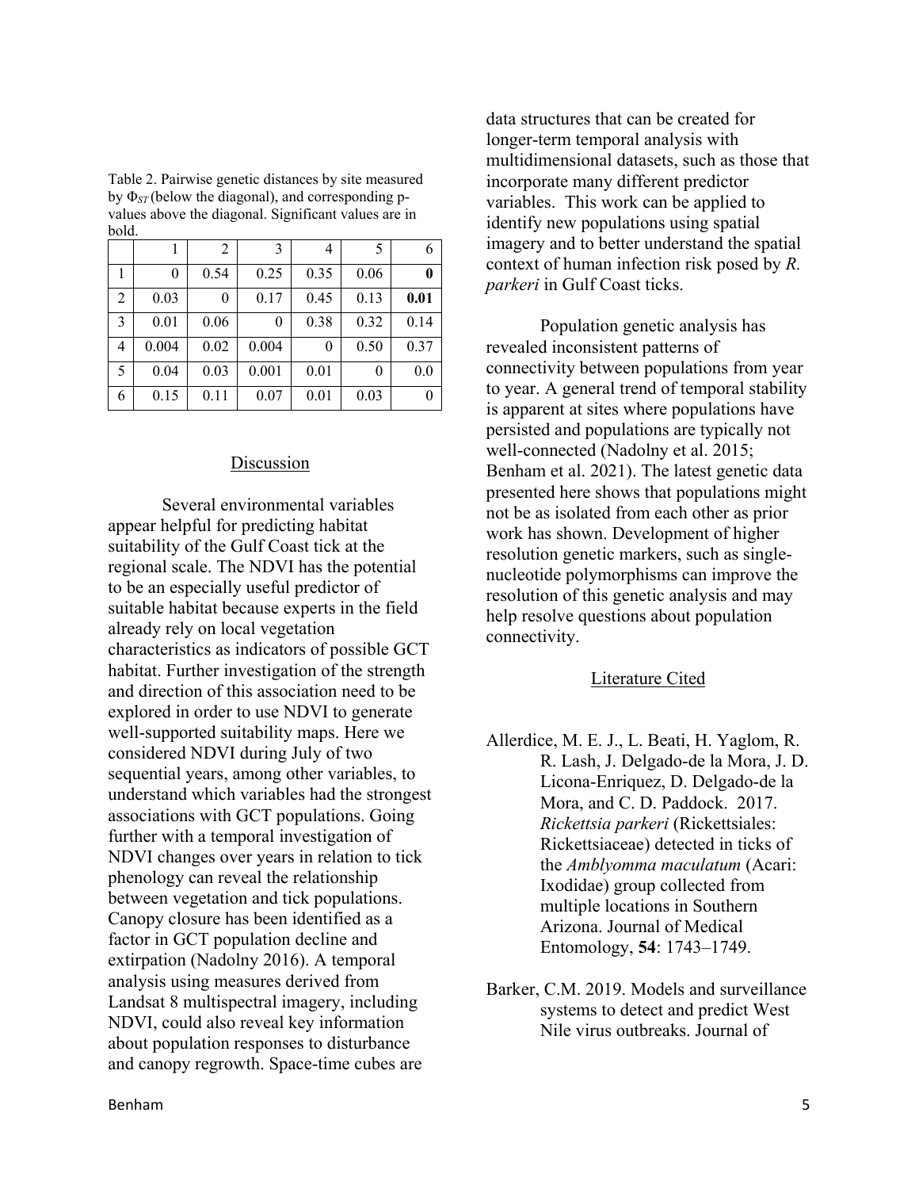Table 2. Pairwise genetic distances by site measured by $\Phi_{ST}$ (below the diagonal), and corresponding p-values above the diagonal. Significant values are in bold.

| | 1 | 2 | 3 | 4 | 5 | 6 |
|---|---|---|---|---|---|---|
| 1 | 0 | 0.54 | 0.25 | 0.35 | 0.06 | **0** |
| 2 | 0.03 | 0 | 0.17 | 0.45 | 0.13 | **0.01** |
| 3 | 0.01 | 0.06 | 0 | 0.38 | 0.32 | 0.14 |
| 4 | 0.004 | 0.02 | 0.004 | 0 | 0.50 | 0.37 |
| 5 | 0.04 | 0.03 | 0.001 | 0.01 | 0 | 0.0 |
| 6 | 0.15 | 0.11 | 0.07 | 0.01 | 0.03 | 0 |

## Discussion

Several environmental variables appear helpful for predicting habitat suitability of the Gulf Coast tick at the regional scale. The NDVI has the potential to be an especially useful predictor of suitable habitat because experts in the field already rely on local vegetation characteristics as indicators of possible GCT habitat. Further investigation of the strength and direction of this association need to be explored in order to use NDVI to generate well-supported suitability maps. Here we considered NDVI during July of two sequential years, among other variables, to understand which variables had the strongest associations with GCT populations. Going further with a temporal investigation of NDVI changes over years in relation to tick phenology can reveal the relationship between vegetation and tick populations. Canopy closure has been identified as a factor in GCT population decline and extirpation (Nadolny 2016). A temporal analysis using measures derived from Landsat 8 multispectral imagery, including NDVI, could also reveal key information about population responses to disturbance and canopy regrowth. Space-time cubes are data structures that can be created for longer-term temporal analysis with multidimensional datasets, such as those that incorporate many different predictor variables. This work can be applied to identify new populations using spatial imagery and to better understand the spatial context of human infection risk posed by *R. parkeri* in Gulf Coast ticks.

Population genetic analysis has revealed inconsistent patterns of connectivity between populations from year to year. A general trend of temporal stability is apparent at sites where populations have persisted and populations are typically not well-connected (Nadolny et al. 2015; Benham et al. 2021). The latest genetic data presented here shows that populations might not be as isolated from each other as prior work has shown. Development of higher resolution genetic markers, such as single-nucleotide polymorphisms can improve the resolution of this genetic analysis and may help resolve questions about population connectivity.

## Literature Cited

Allerdice, M. E. J., L. Beati, H. Yaglom, R. R. Lash, J. Delgado-de la Mora, J. D. Licona-Enriquez, D. Delgado-de la Mora, and C. D. Paddock. 2017. *Rickettsia parkeri* (Rickettsiales: Rickettsiaceae) detected in ticks of the *Amblyomma maculatum* (Acari: Ixodidae) group collected from multiple locations in Southern Arizona. Journal of Medical Entomology, **54**: 1743–1749.

Barker, C.M. 2019. Models and surveillance systems to detect and predict West Nile virus outbreaks. Journal of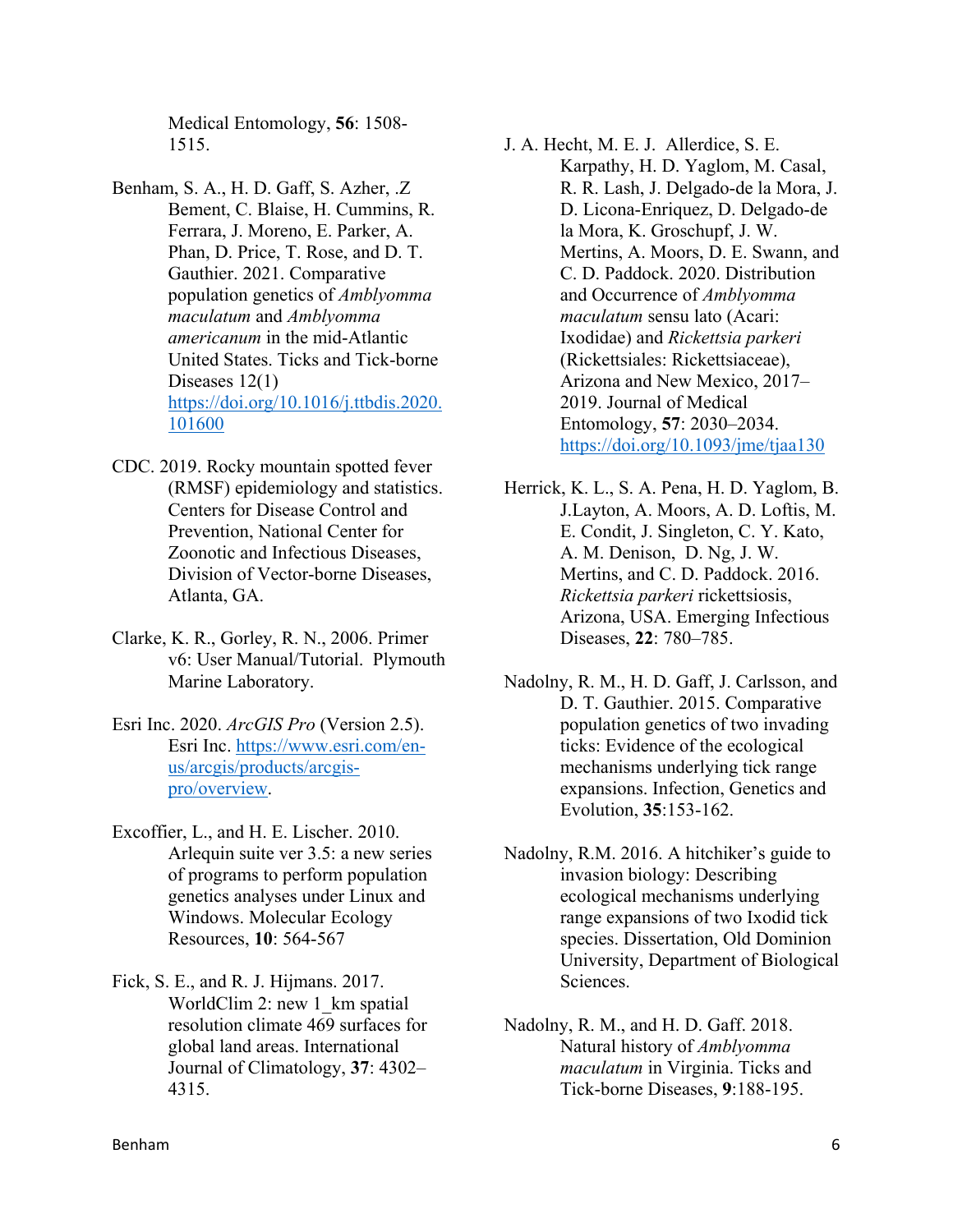Medical Entomology, **56**: 1508-1515.

Benham, S. A., H. D. Gaff, S. Azher, .Z Bement, C. Blaise, H. Cummins, R. Ferrara, J. Moreno, E. Parker, A. Phan, D. Price, T. Rose, and D. T. Gauthier. 2021. Comparative population genetics of *Amblyomma maculatum* and *Amblyomma americanum* in the mid-Atlantic United States. Ticks and Tick-borne Diseases 12(1) https://doi.org/10.1016/j.ttbdis.2020.101600

CDC. 2019. Rocky mountain spotted fever (RMSF) epidemiology and statistics. Centers for Disease Control and Prevention, National Center for Zoonotic and Infectious Diseases, Division of Vector-borne Diseases, Atlanta, GA.

Clarke, K. R., Gorley, R. N., 2006. Primer v6: User Manual/Tutorial. Plymouth Marine Laboratory.

Esri Inc. 2020. *ArcGIS Pro* (Version 2.5). Esri Inc. https://www.esri.com/en-us/arcgis/products/arcgis-pro/overview.

Excoffier, L., and H. E. Lischer. 2010. Arlequin suite ver 3.5: a new series of programs to perform population genetics analyses under Linux and Windows. Molecular Ecology Resources, **10**: 564-567

Fick, S. E., and R. J. Hijmans. 2017. WorldClim 2: new 1_km spatial resolution climate 469 surfaces for global land areas. International Journal of Climatology, **37**: 4302–4315.

J. A. Hecht, M. E. J. Allerdice, S. E. Karpathy, H. D. Yaglom, M. Casal, R. R. Lash, J. Delgado-de la Mora, J. D. Licona-Enriquez, D. Delgado-de la Mora, K. Groschupf, J. W. Mertins, A. Moors, D. E. Swann, and C. D. Paddock. 2020. Distribution and Occurrence of *Amblyomma maculatum* sensu lato (Acari: Ixodidae) and *Rickettsia parkeri* (Rickettsiales: Rickettsiaceae), Arizona and New Mexico, 2017–2019. Journal of Medical Entomology, **57**: 2030–2034. https://doi.org/10.1093/jme/tjaa130

Herrick, K. L., S. A. Pena, H. D. Yaglom, B. J.Layton, A. Moors, A. D. Loftis, M. E. Condit, J. Singleton, C. Y. Kato, A. M. Denison, D. Ng, J. W. Mertins, and C. D. Paddock. 2016. *Rickettsia parkeri* rickettsiosis, Arizona, USA. Emerging Infectious Diseases, **22**: 780–785.

Nadolny, R. M., H. D. Gaff, J. Carlsson, and D. T. Gauthier. 2015. Comparative population genetics of two invading ticks: Evidence of the ecological mechanisms underlying tick range expansions. Infection, Genetics and Evolution, **35**:153-162.

Nadolny, R.M. 2016. A hitchiker's guide to invasion biology: Describing ecological mechanisms underlying range expansions of two Ixodid tick species. Dissertation, Old Dominion University, Department of Biological Sciences.

Nadolny, R. M., and H. D. Gaff. 2018. Natural history of *Amblyomma maculatum* in Virginia. Ticks and Tick-borne Diseases, **9**:188-195.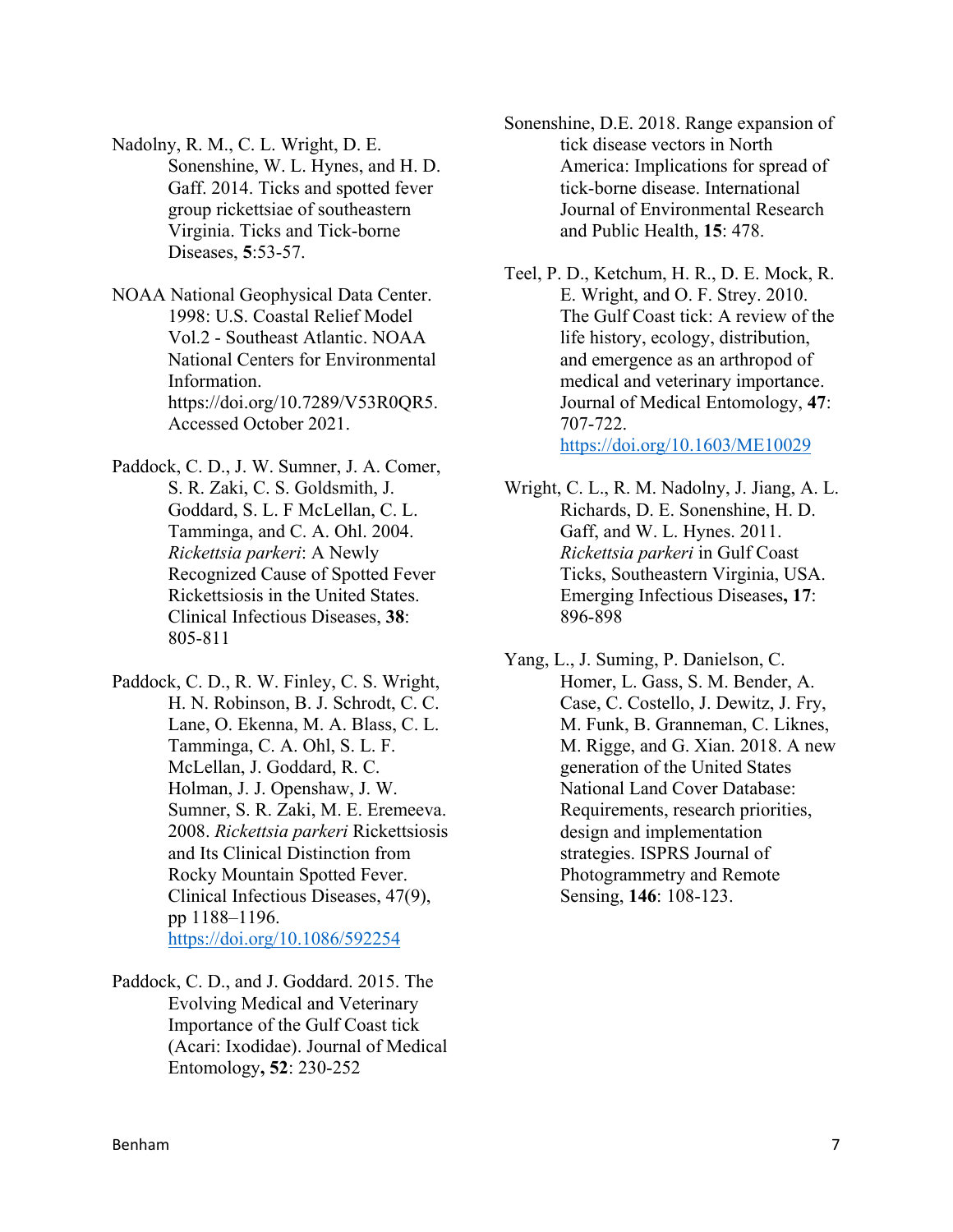Nadolny, R. M., C. L. Wright, D. E. Sonenshine, W. L. Hynes, and H. D. Gaff. 2014. Ticks and spotted fever group rickettsiae of southeastern Virginia. Ticks and Tick-borne Diseases, **5**:53-57.

NOAA National Geophysical Data Center. 1998: U.S. Coastal Relief Model Vol.2 - Southeast Atlantic. NOAA National Centers for Environmental Information. https://doi.org/10.7289/V53R0QR5. Accessed October 2021.

Paddock, C. D., J. W. Sumner, J. A. Comer, S. R. Zaki, C. S. Goldsmith, J. Goddard, S. L. F McLellan, C. L. Tamminga, and C. A. Ohl. 2004. *Rickettsia parkeri*: A Newly Recognized Cause of Spotted Fever Rickettsiosis in the United States. Clinical Infectious Diseases, **38**: 805-811

Paddock, C. D., R. W. Finley, C. S. Wright, H. N. Robinson, B. J. Schrodt, C. C. Lane, O. Ekenna, M. A. Blass, C. L. Tamminga, C. A. Ohl, S. L. F. McLellan, J. Goddard, R. C. Holman, J. J. Openshaw, J. W. Sumner, S. R. Zaki, M. E. Eremeeva. 2008. *Rickettsia parkeri* Rickettsiosis and Its Clinical Distinction from Rocky Mountain Spotted Fever. Clinical Infectious Diseases, 47(9), pp 1188–1196. https://doi.org/10.1086/592254

Paddock, C. D., and J. Goddard. 2015. The Evolving Medical and Veterinary Importance of the Gulf Coast tick (Acari: Ixodidae). Journal of Medical Entomology**, 52**: 230-252

Sonenshine, D.E. 2018. Range expansion of tick disease vectors in North America: Implications for spread of tick-borne disease. International Journal of Environmental Research and Public Health, **15**: 478.

Teel, P. D., Ketchum, H. R., D. E. Mock, R. E. Wright, and O. F. Strey. 2010. The Gulf Coast tick: A review of the life history, ecology, distribution, and emergence as an arthropod of medical and veterinary importance. Journal of Medical Entomology, **47**: 707-722. https://doi.org/10.1603/ME10029

Wright, C. L., R. M. Nadolny, J. Jiang, A. L. Richards, D. E. Sonenshine, H. D. Gaff, and W. L. Hynes. 2011. *Rickettsia parkeri* in Gulf Coast Ticks, Southeastern Virginia, USA. Emerging Infectious Diseases**, 17**: 896-898

Yang, L., J. Suming, P. Danielson, C. Homer, L. Gass, S. M. Bender, A. Case, C. Costello, J. Dewitz, J. Fry, M. Funk, B. Granneman, C. Liknes, M. Rigge, and G. Xian. 2018. A new generation of the United States National Land Cover Database: Requirements, research priorities, design and implementation strategies. ISPRS Journal of Photogrammetry and Remote Sensing, **146**: 108-123.